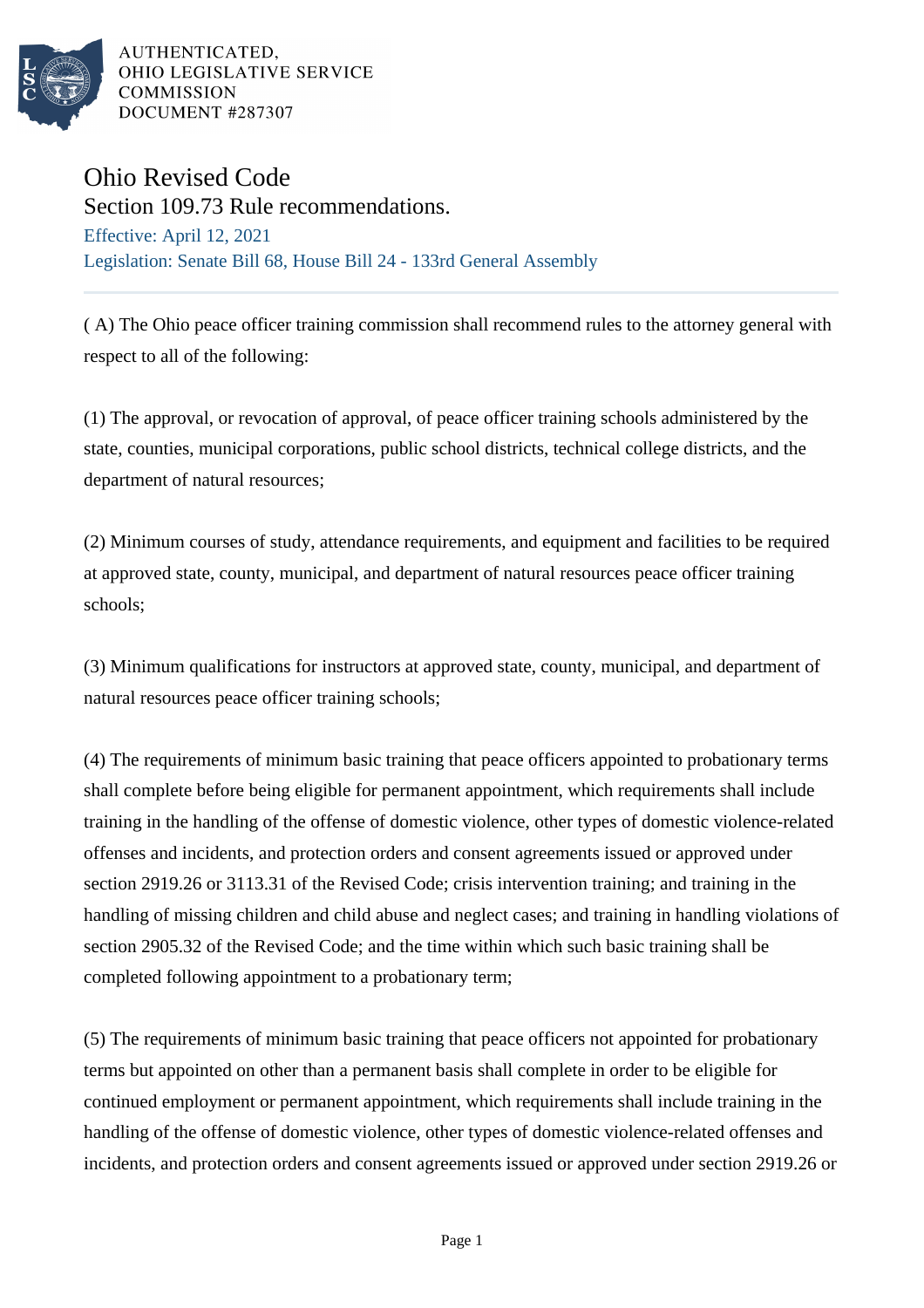AUTHENTICATED,
OHIO LEGISLATIVE SERVICE
COMMISSION
DOCUMENT #287307

# Ohio Revised Code

## Section 109.73 Rule recommendations.

Effective: April 12, 2021

Legislation: Senate Bill 68, House Bill 24 - 133rd General Assembly

( A) The Ohio peace officer training commission shall recommend rules to the attorney general with respect to all of the following:

(1) The approval, or revocation of approval, of peace officer training schools administered by the state, counties, municipal corporations, public school districts, technical college districts, and the department of natural resources;

(2) Minimum courses of study, attendance requirements, and equipment and facilities to be required at approved state, county, municipal, and department of natural resources peace officer training schools;

(3) Minimum qualifications for instructors at approved state, county, municipal, and department of natural resources peace officer training schools;

(4) The requirements of minimum basic training that peace officers appointed to probationary terms shall complete before being eligible for permanent appointment, which requirements shall include training in the handling of the offense of domestic violence, other types of domestic violence-related offenses and incidents, and protection orders and consent agreements issued or approved under section 2919.26 or 3113.31 of the Revised Code; crisis intervention training; and training in the handling of missing children and child abuse and neglect cases; and training in handling violations of section 2905.32 of the Revised Code; and the time within which such basic training shall be completed following appointment to a probationary term;

(5) The requirements of minimum basic training that peace officers not appointed for probationary terms but appointed on other than a permanent basis shall complete in order to be eligible for continued employment or permanent appointment, which requirements shall include training in the handling of the offense of domestic violence, other types of domestic violence-related offenses and incidents, and protection orders and consent agreements issued or approved under section 2919.26 or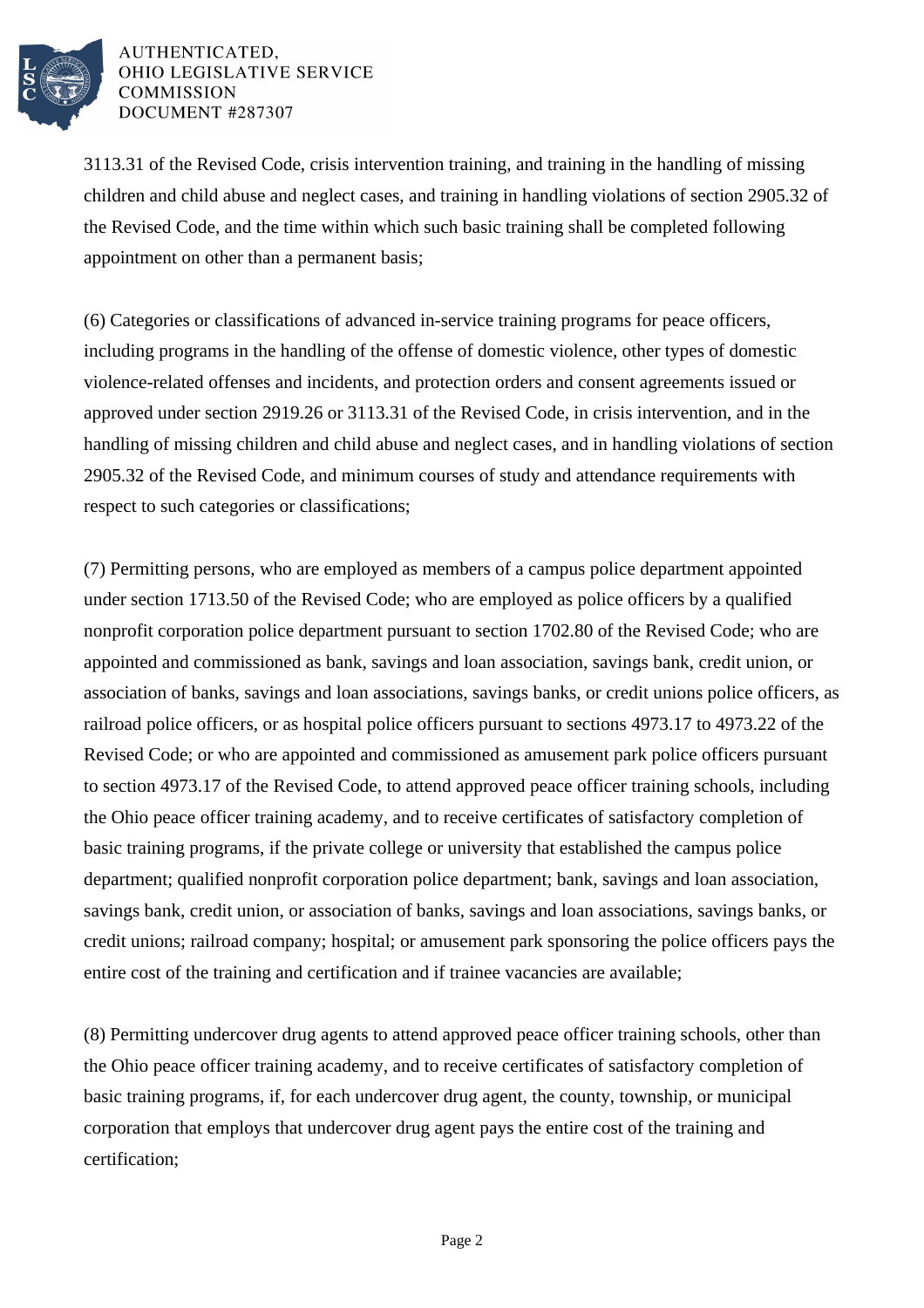3113.31 of the Revised Code, crisis intervention training, and training in the handling of missing children and child abuse and neglect cases, and training in handling violations of section 2905.32 of the Revised Code, and the time within which such basic training shall be completed following appointment on other than a permanent basis;

(6) Categories or classifications of advanced in-service training programs for peace officers, including programs in the handling of the offense of domestic violence, other types of domestic violence-related offenses and incidents, and protection orders and consent agreements issued or approved under section 2919.26 or 3113.31 of the Revised Code, in crisis intervention, and in the handling of missing children and child abuse and neglect cases, and in handling violations of section 2905.32 of the Revised Code, and minimum courses of study and attendance requirements with respect to such categories or classifications;

(7) Permitting persons, who are employed as members of a campus police department appointed under section 1713.50 of the Revised Code; who are employed as police officers by a qualified nonprofit corporation police department pursuant to section 1702.80 of the Revised Code; who are appointed and commissioned as bank, savings and loan association, savings bank, credit union, or association of banks, savings and loan associations, savings banks, or credit unions police officers, as railroad police officers, or as hospital police officers pursuant to sections 4973.17 to 4973.22 of the Revised Code; or who are appointed and commissioned as amusement park police officers pursuant to section 4973.17 of the Revised Code, to attend approved peace officer training schools, including the Ohio peace officer training academy, and to receive certificates of satisfactory completion of basic training programs, if the private college or university that established the campus police department; qualified nonprofit corporation police department; bank, savings and loan association, savings bank, credit union, or association of banks, savings and loan associations, savings banks, or credit unions; railroad company; hospital; or amusement park sponsoring the police officers pays the entire cost of the training and certification and if trainee vacancies are available;

(8) Permitting undercover drug agents to attend approved peace officer training schools, other than the Ohio peace officer training academy, and to receive certificates of satisfactory completion of basic training programs, if, for each undercover drug agent, the county, township, or municipal corporation that employs that undercover drug agent pays the entire cost of the training and certification;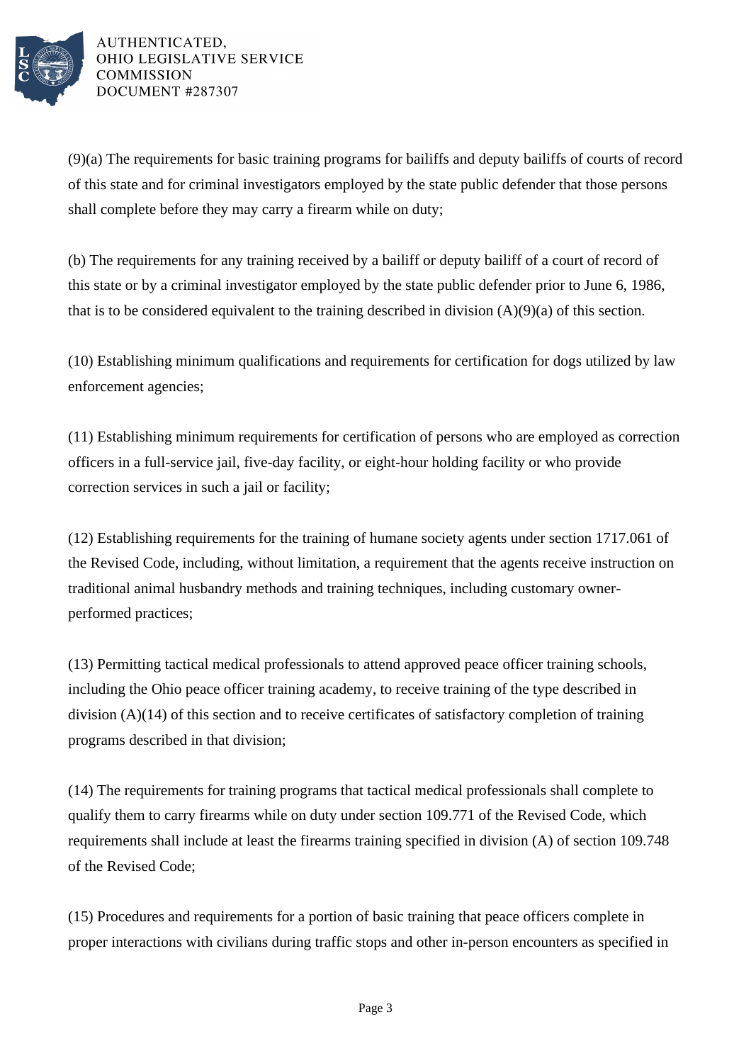(9)(a) The requirements for basic training programs for bailiffs and deputy bailiffs of courts of record of this state and for criminal investigators employed by the state public defender that those persons shall complete before they may carry a firearm while on duty;

(b) The requirements for any training received by a bailiff or deputy bailiff of a court of record of this state or by a criminal investigator employed by the state public defender prior to June 6, 1986, that is to be considered equivalent to the training described in division (A)(9)(a) of this section.

(10) Establishing minimum qualifications and requirements for certification for dogs utilized by law enforcement agencies;

(11) Establishing minimum requirements for certification of persons who are employed as correction officers in a full-service jail, five-day facility, or eight-hour holding facility or who provide correction services in such a jail or facility;

(12) Establishing requirements for the training of humane society agents under section 1717.061 of the Revised Code, including, without limitation, a requirement that the agents receive instruction on traditional animal husbandry methods and training techniques, including customary owner-performed practices;

(13) Permitting tactical medical professionals to attend approved peace officer training schools, including the Ohio peace officer training academy, to receive training of the type described in division (A)(14) of this section and to receive certificates of satisfactory completion of training programs described in that division;

(14) The requirements for training programs that tactical medical professionals shall complete to qualify them to carry firearms while on duty under section 109.771 of the Revised Code, which requirements shall include at least the firearms training specified in division (A) of section 109.748 of the Revised Code;

(15) Procedures and requirements for a portion of basic training that peace officers complete in proper interactions with civilians during traffic stops and other in-person encounters as specified in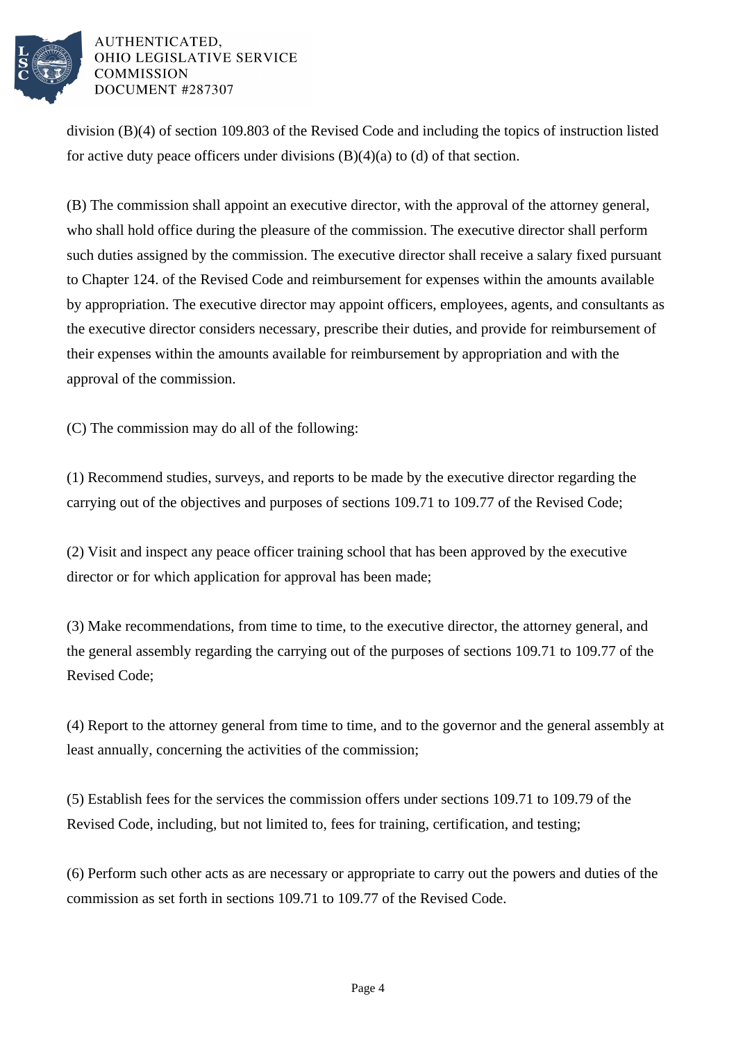division (B)(4) of section 109.803 of the Revised Code and including the topics of instruction listed for active duty peace officers under divisions (B)(4)(a) to (d) of that section.

(B) The commission shall appoint an executive director, with the approval of the attorney general, who shall hold office during the pleasure of the commission. The executive director shall perform such duties assigned by the commission. The executive director shall receive a salary fixed pursuant to Chapter 124. of the Revised Code and reimbursement for expenses within the amounts available by appropriation. The executive director may appoint officers, employees, agents, and consultants as the executive director considers necessary, prescribe their duties, and provide for reimbursement of their expenses within the amounts available for reimbursement by appropriation and with the approval of the commission.

(C) The commission may do all of the following:

(1) Recommend studies, surveys, and reports to be made by the executive director regarding the carrying out of the objectives and purposes of sections 109.71 to 109.77 of the Revised Code;

(2) Visit and inspect any peace officer training school that has been approved by the executive director or for which application for approval has been made;

(3) Make recommendations, from time to time, to the executive director, the attorney general, and the general assembly regarding the carrying out of the purposes of sections 109.71 to 109.77 of the Revised Code;

(4) Report to the attorney general from time to time, and to the governor and the general assembly at least annually, concerning the activities of the commission;

(5) Establish fees for the services the commission offers under sections 109.71 to 109.79 of the Revised Code, including, but not limited to, fees for training, certification, and testing;

(6) Perform such other acts as are necessary or appropriate to carry out the powers and duties of the commission as set forth in sections 109.71 to 109.77 of the Revised Code.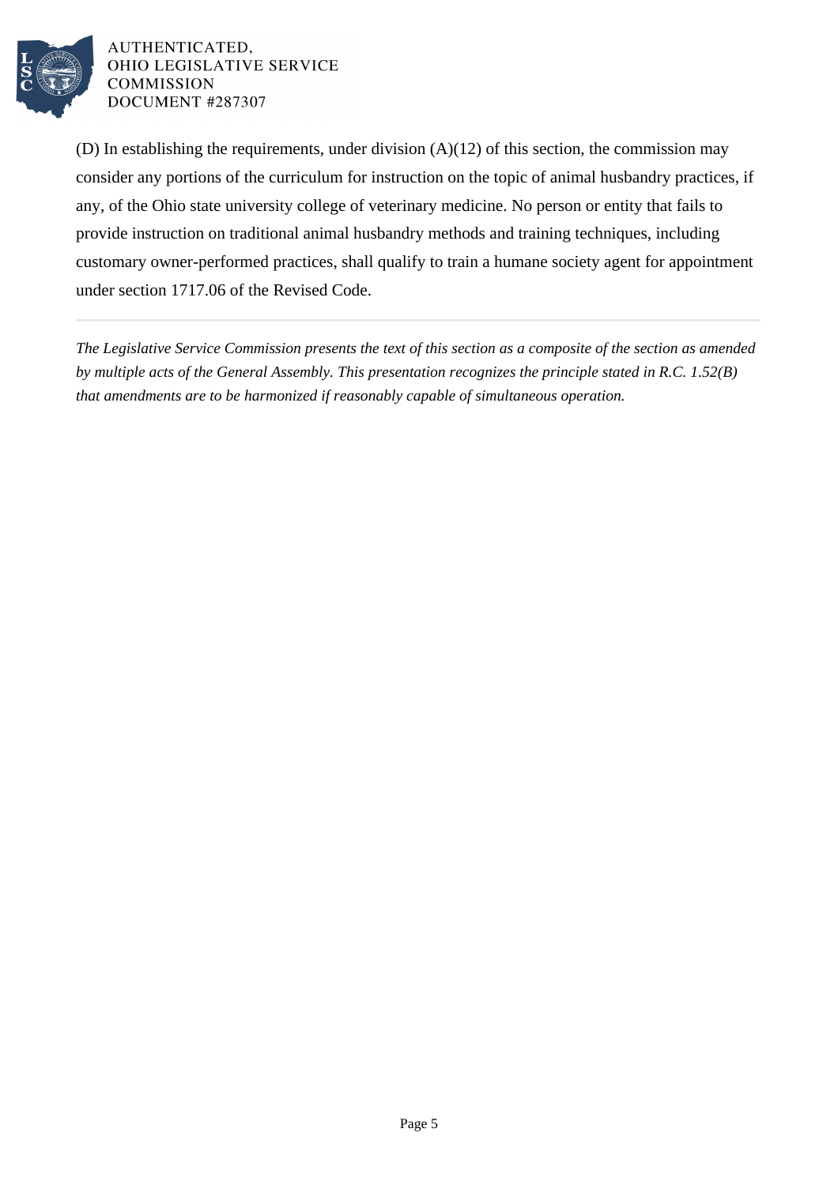(D) In establishing the requirements, under division (A)(12) of this section, the commission may consider any portions of the curriculum for instruction on the topic of animal husbandry practices, if any, of the Ohio state university college of veterinary medicine. No person or entity that fails to provide instruction on traditional animal husbandry methods and training techniques, including customary owner-performed practices, shall qualify to train a humane society agent for appointment under section 1717.06 of the Revised Code.

---

*The Legislative Service Commission presents the text of this section as a composite of the section as amended by multiple acts of the General Assembly. This presentation recognizes the principle stated in R.C. 1.52(B) that amendments are to be harmonized if reasonably capable of simultaneous operation.*